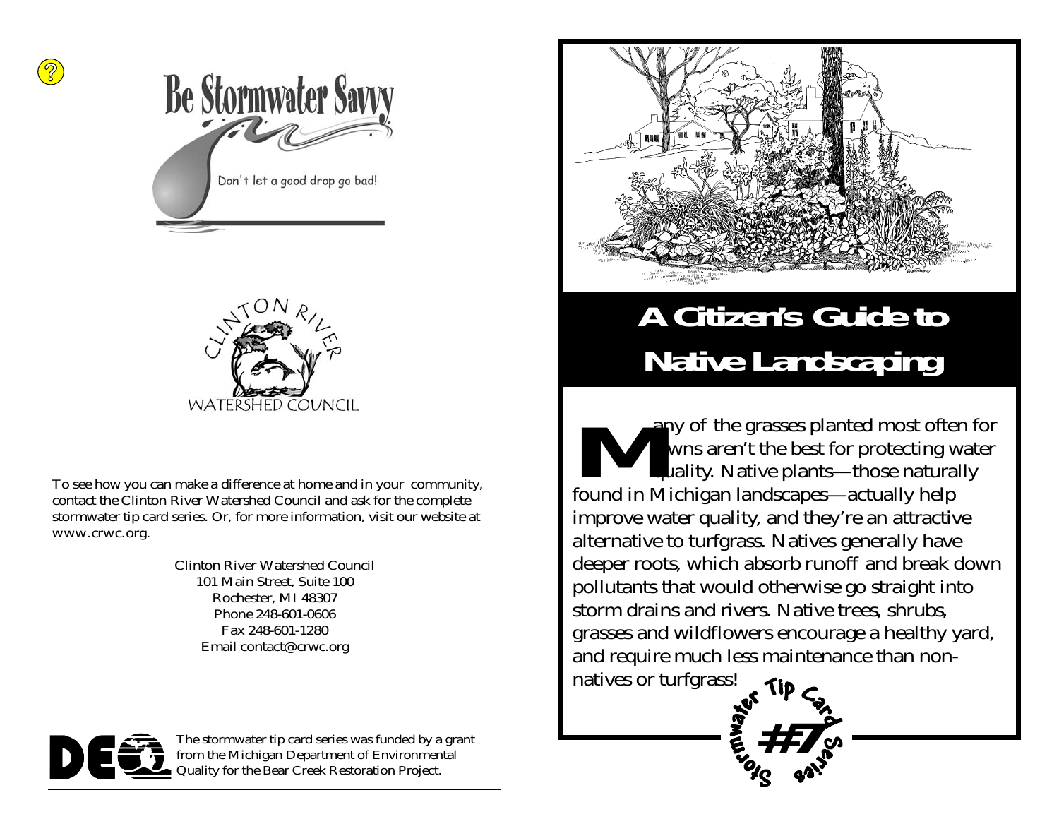# Be Stormwater Savvy

Don't let a good drop go bad!

CLINTON RIVER WATERSHED COUNCIL

To see how you can make a difference at home and in your community, contact the Clinton River Watershed Council and ask for the complete stormwater tip card series. Or, for more information, visit our website at www.crwc.org.

Clinton River Watershed Council
101 Main Street, Suite 100
Rochester, MI 48307
Phone 248-601-0606
Fax 248-601-1280
Email contact@crwc.org

The stormwater tip card series was funded by a grant from the Michigan Department of Environmental Quality for the Bear Creek Restoration Project.

# A Citizen's Guide to Native Landscaping

Many of the grasses planted most often for lawns aren't the best for protecting water quality. Native plants—those naturally found in Michigan landscapes—actually help improve water quality, and they're an attractive alternative to turfgrass. Natives generally have deeper roots, which absorb runoff and break down pollutants that would otherwise go straight into storm drains and rivers. Native trees, shrubs, grasses and wildflowers encourage a healthy yard, and require much less maintenance than non-natives or turfgrass!

Stormwater Tip Card Series #7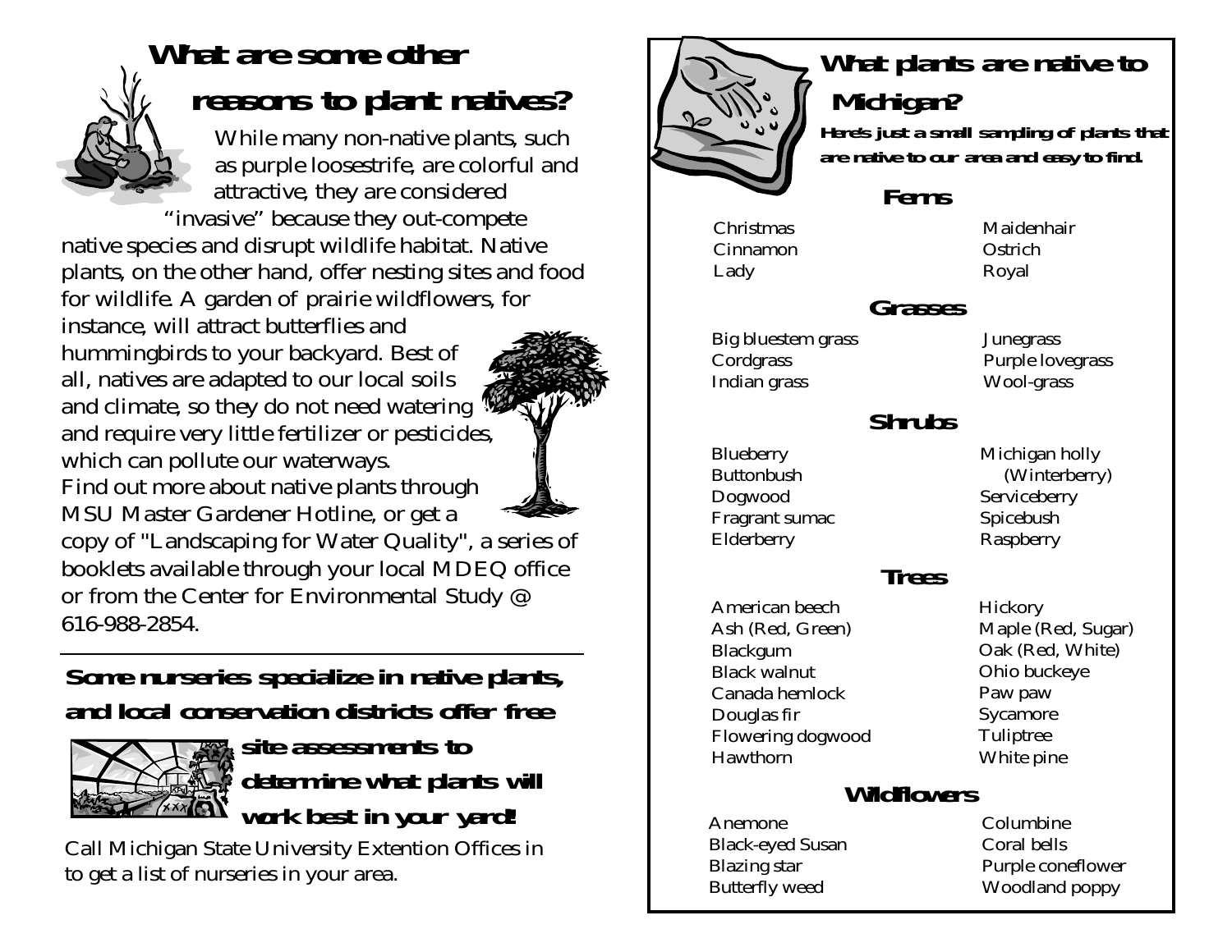## What are some other reasons to plant natives?

While many non-native plants, such as purple loosestrife, are colorful and attractive, they are considered "invasive" because they out-compete native species and disrupt wildlife habitat. Native plants, on the other hand, offer nesting sites and food for wildlife. A garden of prairie wildflowers, for instance, will attract butterflies and hummingbirds to your backyard. Best of all, natives are adapted to our local soils and climate, so they do not need watering and require very little fertilizer or pesticides, which can pollute our waterways.
Find out more about native plants through MSU Master Gardener Hotline, or get a copy of "Landscaping for Water Quality", a series of booklets available through your local MDEQ office or from the Center for Environmental Study @ 616-988-2854.

---

**Some nurseries specialize in native plants, and local conservation districts offer free site assessments to determine what plants will work best in your yard!**

Call Michigan State University Extention Offices in to get a list of nurseries in your area.

## What plants are native to Michigan?

***Here's just a small sampling of plants that are native to our area and easy to find.***

### Ferns

- Christmas
- Cinnamon
- Lady
- Maidenhair
- Ostrich
- Royal

### Grasses

- Big bluestem grass
- Cordgrass
- Indian grass
- Junegrass
- Purple lovegrass
- Wool-grass

### Shrubs

- Blueberry
- Buttonbush
- Dogwood
- Fragrant sumac
- Elderberry
- Michigan holly (Winterberry)
- Serviceberry
- Spicebush
- Raspberry

### Trees

- American beech
- Ash (Red, Green)
- Blackgum
- Black walnut
- Canada hemlock
- Douglas fir
- Flowering dogwood
- Hawthorn
- Hickory
- Maple (Red, Sugar)
- Oak (Red, White)
- Ohio buckeye
- Paw paw
- Sycamore
- Tuliptree
- White pine

### Wildflowers

- Anemone
- Black-eyed Susan
- Blazing star
- Butterfly weed
- Columbine
- Coral bells
- Purple coneflower
- Woodland poppy